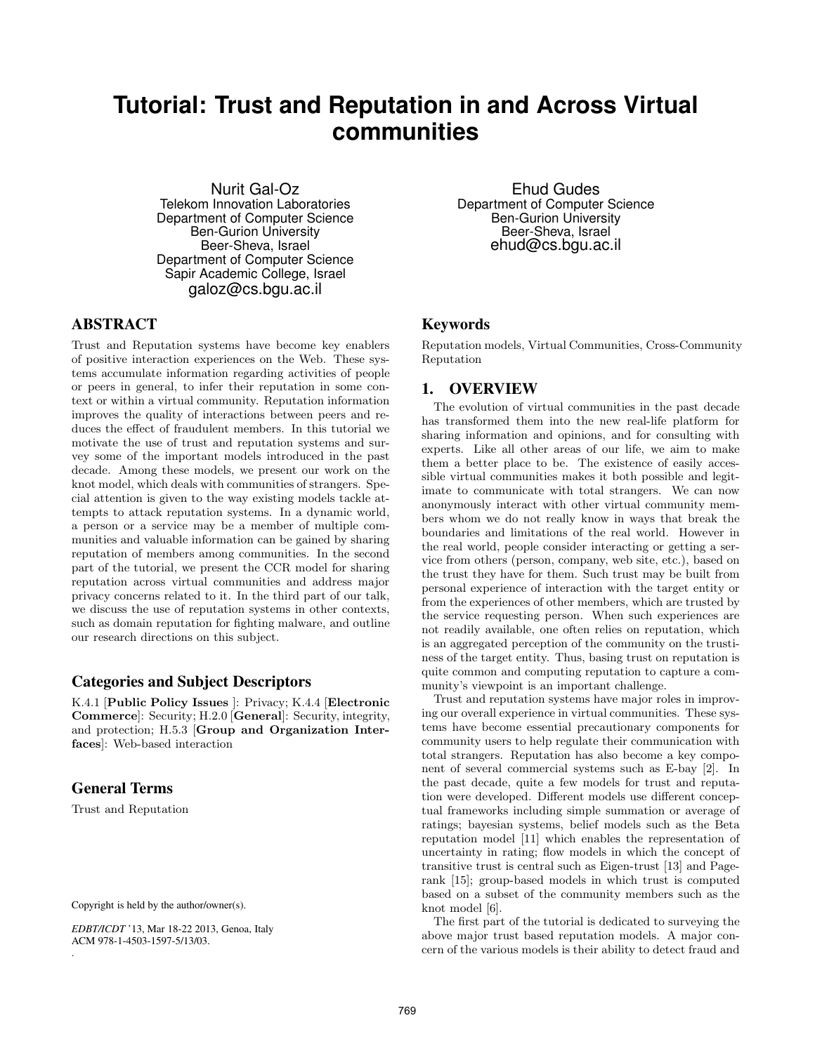# Tutorial: Trust and Reputation in and Across Virtual communities

Nurit Gal-Oz
Telekom Innovation Laboratories
Department of Computer Science
Ben-Gurion University
Beer-Sheva, Israel
Department of Computer Science
Sapir Academic College, Israel
galoz@cs.bgu.ac.il

Ehud Gudes
Department of Computer Science
Ben-Gurion University
Beer-Sheva, Israel
ehud@cs.bgu.ac.il

## ABSTRACT

Trust and Reputation systems have become key enablers of positive interaction experiences on the Web. These systems accumulate information regarding activities of people or peers in general, to infer their reputation in some context or within a virtual community. Reputation information improves the quality of interactions between peers and reduces the effect of fraudulent members. In this tutorial we motivate the use of trust and reputation systems and survey some of the important models introduced in the past decade. Among these models, we present our work on the knot model, which deals with communities of strangers. Special attention is given to the way existing models tackle attempts to attack reputation systems. In a dynamic world, a person or a service may be a member of multiple communities and valuable information can be gained by sharing reputation of members among communities. In the second part of the tutorial, we present the CCR model for sharing reputation across virtual communities and address major privacy concerns related to it. In the third part of our talk, we discuss the use of reputation systems in other contexts, such as domain reputation for fighting malware, and outline our research directions on this subject.

## Categories and Subject Descriptors

K.4.1 [**Public Policy Issues** ]: Privacy; K.4.4 [**Electronic Commerce**]: Security; H.2.0 [**General**]: Security, integrity, and protection; H.5.3 [**Group and Organization Interfaces**]: Web-based interaction

## General Terms

Trust and Reputation

Copyright is held by the author/owner(s).

*EDBT/ICDT* '13, Mar 18-22 2013, Genoa, Italy
ACM 978-1-4503-1597-5/13/03.

## Keywords

Reputation models, Virtual Communities, Cross-Community Reputation

## 1. OVERVIEW

The evolution of virtual communities in the past decade has transformed them into the new real-life platform for sharing information and opinions, and for consulting with experts. Like all other areas of our life, we aim to make them a better place to be. The existence of easily accessible virtual communities makes it both possible and legitimate to communicate with total strangers. We can now anonymously interact with other virtual community members whom we do not really know in ways that break the boundaries and limitations of the real world. However in the real world, people consider interacting or getting a service from others (person, company, web site, etc.), based on the trust they have for them. Such trust may be built from personal experience of interaction with the target entity or from the experiences of other members, which are trusted by the service requesting person. When such experiences are not readily available, one often relies on reputation, which is an aggregated perception of the community on the trustiness of the target entity. Thus, basing trust on reputation is quite common and computing reputation to capture a community's viewpoint is an important challenge.

Trust and reputation systems have major roles in improving our overall experience in virtual communities. These systems have become essential precautionary components for community users to help regulate their communication with total strangers. Reputation has also become a key component of several commercial systems such as E-bay [2]. In the past decade, quite a few models for trust and reputation were developed. Different models use different conceptual frameworks including simple summation or average of ratings; bayesian systems, belief models such as the Beta reputation model [11] which enables the representation of uncertainty in rating; flow models in which the concept of transitive trust is central such as Eigen-trust [13] and Pagerank [15]; group-based models in which trust is computed based on a subset of the community members such as the knot model [6].

The first part of the tutorial is dedicated to surveying the above major trust based reputation models. A major concern of the various models is their ability to detect fraud and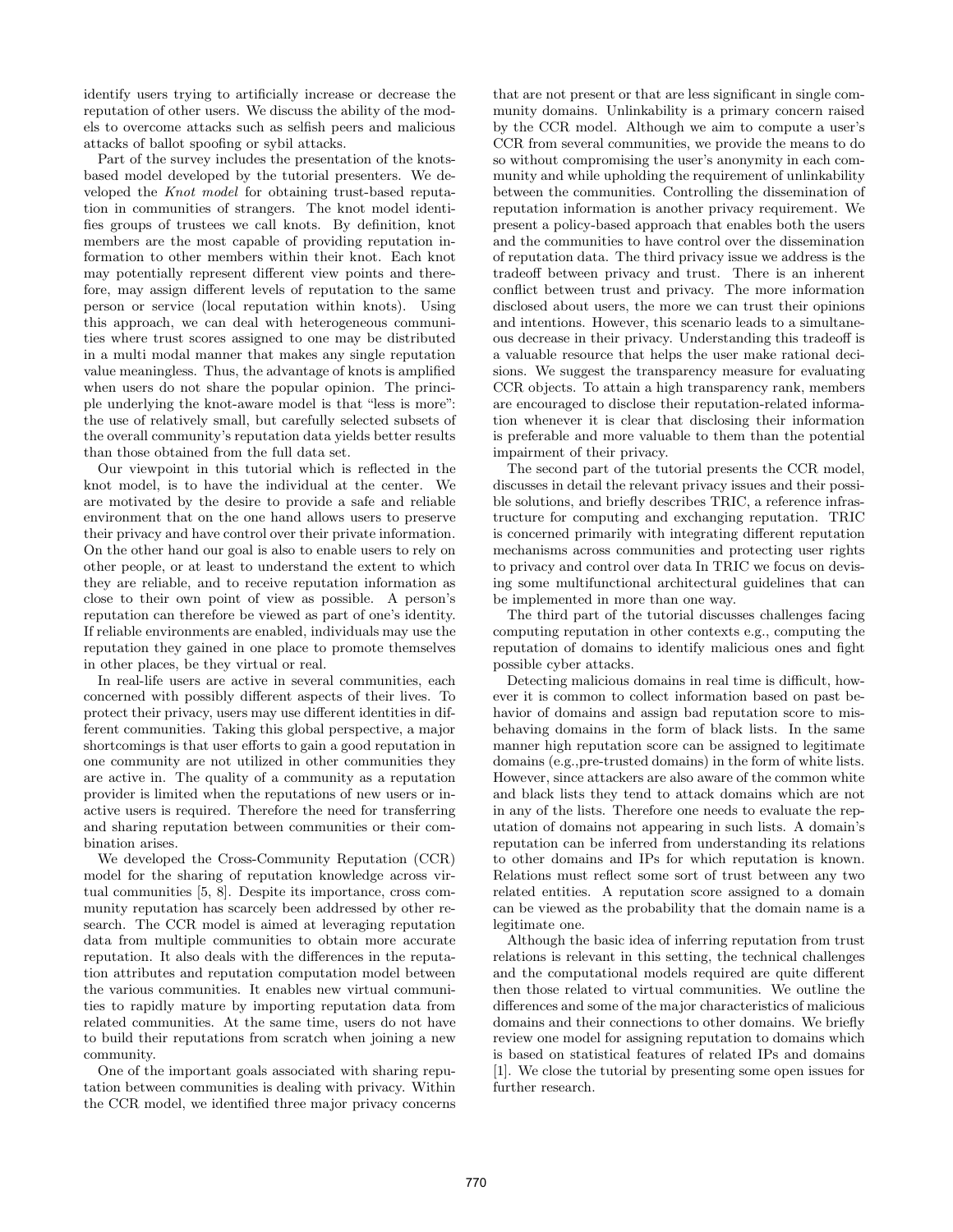identify users trying to artificially increase or decrease the reputation of other users. We discuss the ability of the models to overcome attacks such as selfish peers and malicious attacks of ballot spoofing or sybil attacks.

Part of the survey includes the presentation of the knots-based model developed by the tutorial presenters. We developed the *Knot model* for obtaining trust-based reputation in communities of strangers. The knot model identifies groups of trustees we call knots. By definition, knot members are the most capable of providing reputation information to other members within their knot. Each knot may potentially represent different view points and therefore, may assign different levels of reputation to the same person or service (local reputation within knots). Using this approach, we can deal with heterogeneous communities where trust scores assigned to one may be distributed in a multi modal manner that makes any single reputation value meaningless. Thus, the advantage of knots is amplified when users do not share the popular opinion. The principle underlying the knot-aware model is that "less is more": the use of relatively small, but carefully selected subsets of the overall community's reputation data yields better results than those obtained from the full data set.

Our viewpoint in this tutorial which is reflected in the knot model, is to have the individual at the center. We are motivated by the desire to provide a safe and reliable environment that on the one hand allows users to preserve their privacy and have control over their private information. On the other hand our goal is also to enable users to rely on other people, or at least to understand the extent to which they are reliable, and to receive reputation information as close to their own point of view as possible. A person's reputation can therefore be viewed as part of one's identity. If reliable environments are enabled, individuals may use the reputation they gained in one place to promote themselves in other places, be they virtual or real.

In real-life users are active in several communities, each concerned with possibly different aspects of their lives. To protect their privacy, users may use different identities in different communities. Taking this global perspective, a major shortcomings is that user efforts to gain a good reputation in one community are not utilized in other communities they are active in. The quality of a community as a reputation provider is limited when the reputations of new users or inactive users is required. Therefore the need for transferring and sharing reputation between communities or their combination arises.

We developed the Cross-Community Reputation (CCR) model for the sharing of reputation knowledge across virtual communities [5, 8]. Despite its importance, cross community reputation has scarcely been addressed by other research. The CCR model is aimed at leveraging reputation data from multiple communities to obtain more accurate reputation. It also deals with the differences in the reputation attributes and reputation computation model between the various communities. It enables new virtual communities to rapidly mature by importing reputation data from related communities. At the same time, users do not have to build their reputations from scratch when joining a new community.

One of the important goals associated with sharing reputation between communities is dealing with privacy. Within the CCR model, we identified three major privacy concerns that are not present or that are less significant in single community domains. Unlinkability is a primary concern raised by the CCR model. Although we aim to compute a user's CCR from several communities, we provide the means to do so without compromising the user's anonymity in each community and while upholding the requirement of unlinkability between the communities. Controlling the dissemination of reputation information is another privacy requirement. We present a policy-based approach that enables both the users and the communities to have control over the dissemination of reputation data. The third privacy issue we address is the tradeoff between privacy and trust. There is an inherent conflict between trust and privacy. The more information disclosed about users, the more we can trust their opinions and intentions. However, this scenario leads to a simultaneous decrease in their privacy. Understanding this tradeoff is a valuable resource that helps the user make rational decisions. We suggest the transparency measure for evaluating CCR objects. To attain a high transparency rank, members are encouraged to disclose their reputation-related information whenever it is clear that disclosing their information is preferable and more valuable to them than the potential impairment of their privacy.

The second part of the tutorial presents the CCR model, discusses in detail the relevant privacy issues and their possible solutions, and briefly describes TRIC, a reference infrastructure for computing and exchanging reputation. TRIC is concerned primarily with integrating different reputation mechanisms across communities and protecting user rights to privacy and control over data In TRIC we focus on devising some multifunctional architectural guidelines that can be implemented in more than one way.

The third part of the tutorial discusses challenges facing computing reputation in other contexts e.g., computing the reputation of domains to identify malicious ones and fight possible cyber attacks.

Detecting malicious domains in real time is difficult, however it is common to collect information based on past behavior of domains and assign bad reputation score to misbehaving domains in the form of black lists. In the same manner high reputation score can be assigned to legitimate domains (e.g.,pre-trusted domains) in the form of white lists. However, since attackers are also aware of the common white and black lists they tend to attack domains which are not in any of the lists. Therefore one needs to evaluate the reputation of domains not appearing in such lists. A domain's reputation can be inferred from understanding its relations to other domains and IPs for which reputation is known. Relations must reflect some sort of trust between any two related entities. A reputation score assigned to a domain can be viewed as the probability that the domain name is a legitimate one.

Although the basic idea of inferring reputation from trust relations is relevant in this setting, the technical challenges and the computational models required are quite different then those related to virtual communities. We outline the differences and some of the major characteristics of malicious domains and their connections to other domains. We briefly review one model for assigning reputation to domains which is based on statistical features of related IPs and domains [1]. We close the tutorial by presenting some open issues for further research.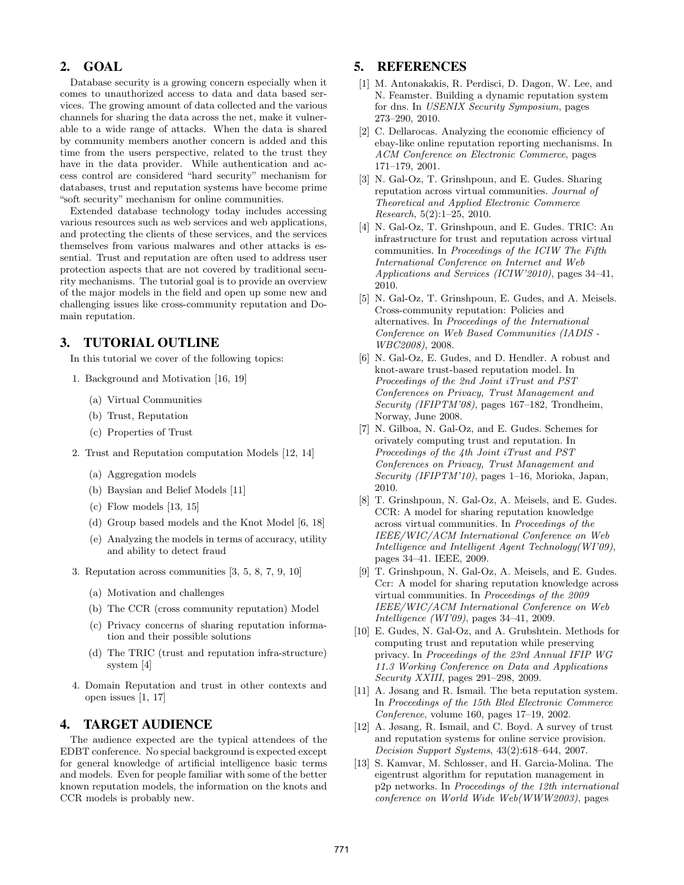## 2. GOAL

Database security is a growing concern especially when it comes to unauthorized access to data and data based services. The growing amount of data collected and the various channels for sharing the data across the net, make it vulnerable to a wide range of attacks. When the data is shared by community members another concern is added and this time from the users perspective, related to the trust they have in the data provider. While authentication and access control are considered "hard security" mechanism for databases, trust and reputation systems have become prime "soft security" mechanism for online communities.

Extended database technology today includes accessing various resources such as web services and web applications, and protecting the clients of these services, and the services themselves from various malwares and other attacks is essential. Trust and reputation are often used to address user protection aspects that are not covered by traditional security mechanisms. The tutorial goal is to provide an overview of the major models in the field and open up some new and challenging issues like cross-community reputation and Domain reputation.

## 3. TUTORIAL OUTLINE

In this tutorial we cover of the following topics:

1. Background and Motivation [16, 19]
   (a) Virtual Communities
   (b) Trust, Reputation
   (c) Properties of Trust
2. Trust and Reputation computation Models [12, 14]
   (a) Aggregation models
   (b) Baysian and Belief Models [11]
   (c) Flow models [13, 15]
   (d) Group based models and the Knot Model [6, 18]
   (e) Analyzing the models in terms of accuracy, utility and ability to detect fraud
3. Reputation across communities [3, 5, 8, 7, 9, 10]
   (a) Motivation and challenges
   (b) The CCR (cross community reputation) Model
   (c) Privacy concerns of sharing reputation information and their possible solutions
   (d) The TRIC (trust and reputation infra-structure) system [4]
4. Domain Reputation and trust in other contexts and open issues [1, 17]

## 4. TARGET AUDIENCE

The audience expected are the typical attendees of the EDBT conference. No special background is expected except for general knowledge of artificial intelligence basic terms and models. Even for people familiar with some of the better known reputation models, the information on the knots and CCR models is probably new.

## 5. REFERENCES

[1] M. Antonakakis, R. Perdisci, D. Dagon, W. Lee, and N. Feamster. Building a dynamic reputation system for dns. In *USENIX Security Symposium*, pages 273–290, 2010.

[2] C. Dellarocas. Analyzing the economic efficiency of ebay-like online reputation reporting mechanisms. In *ACM Conference on Electronic Commerce*, pages 171–179, 2001.

[3] N. Gal-Oz, T. Grinshpoun, and E. Gudes. Sharing reputation across virtual communities. *Journal of Theoretical and Applied Electronic Commerce Research*, 5(2):1–25, 2010.

[4] N. Gal-Oz, T. Grinshpoun, and E. Gudes. TRIC: An infrastructure for trust and reputation across virtual communities. In *Proceedings of the ICIW The Fifth International Conference on Internet and Web Applications and Services (ICIW'2010)*, pages 34–41, 2010.

[5] N. Gal-Oz, T. Grinshpoun, E. Gudes, and A. Meisels. Cross-community reputation: Policies and alternatives. In *Proceedings of the International Conference on Web Based Communities (IADIS - WBC2008)*, 2008.

[6] N. Gal-Oz, E. Gudes, and D. Hendler. A robust and knot-aware trust-based reputation model. In *Proceedings of the 2nd Joint iTrust and PST Conferences on Privacy, Trust Management and Security (IFIPTM'08)*, pages 167–182, Trondheim, Norway, June 2008.

[7] N. Gilboa, N. Gal-Oz, and E. Gudes. Schemes for orivately computing trust and reputation. In *Proceedings of the 4th Joint iTrust and PST Conferences on Privacy, Trust Management and Security (IFIPTM'10)*, pages 1–16, Morioka, Japan, 2010.

[8] T. Grinshpoun, N. Gal-Oz, A. Meisels, and E. Gudes. CCR: A model for sharing reputation knowledge across virtual communities. In *Proceedings of the IEEE/WIC/ACM International Conference on Web Intelligence and Intelligent Agent Technology(WI'09)*, pages 34–41. IEEE, 2009.

[9] T. Grinshpoun, N. Gal-Oz, A. Meisels, and E. Gudes. Ccr: A model for sharing reputation knowledge across virtual communities. In *Proceedings of the 2009 IEEE/WIC/ACM International Conference on Web Intelligence (WI'09)*, pages 34–41, 2009.

[10] E. Gudes, N. Gal-Oz, and A. Grubshtein. Methods for computing trust and reputation while preserving privacy. In *Proceedings of the 23rd Annual IFIP WG 11.3 Working Conference on Data and Applications Security XXIII*, pages 291–298, 2009.

[11] A. Jøsang and R. Ismail. The beta reputation system. In *Proceedings of the 15th Bled Electronic Commerce Conference*, volume 160, pages 17–19, 2002.

[12] A. Jøsang, R. Ismail, and C. Boyd. A survey of trust and reputation systems for online service provision. *Decision Support Systems*, 43(2):618–644, 2007.

[13] S. Kamvar, M. Schlosser, and H. Garcia-Molina. The eigentrust algorithm for reputation management in p2p networks. In *Proceedings of the 12th international conference on World Wide Web(WWW2003)*, pages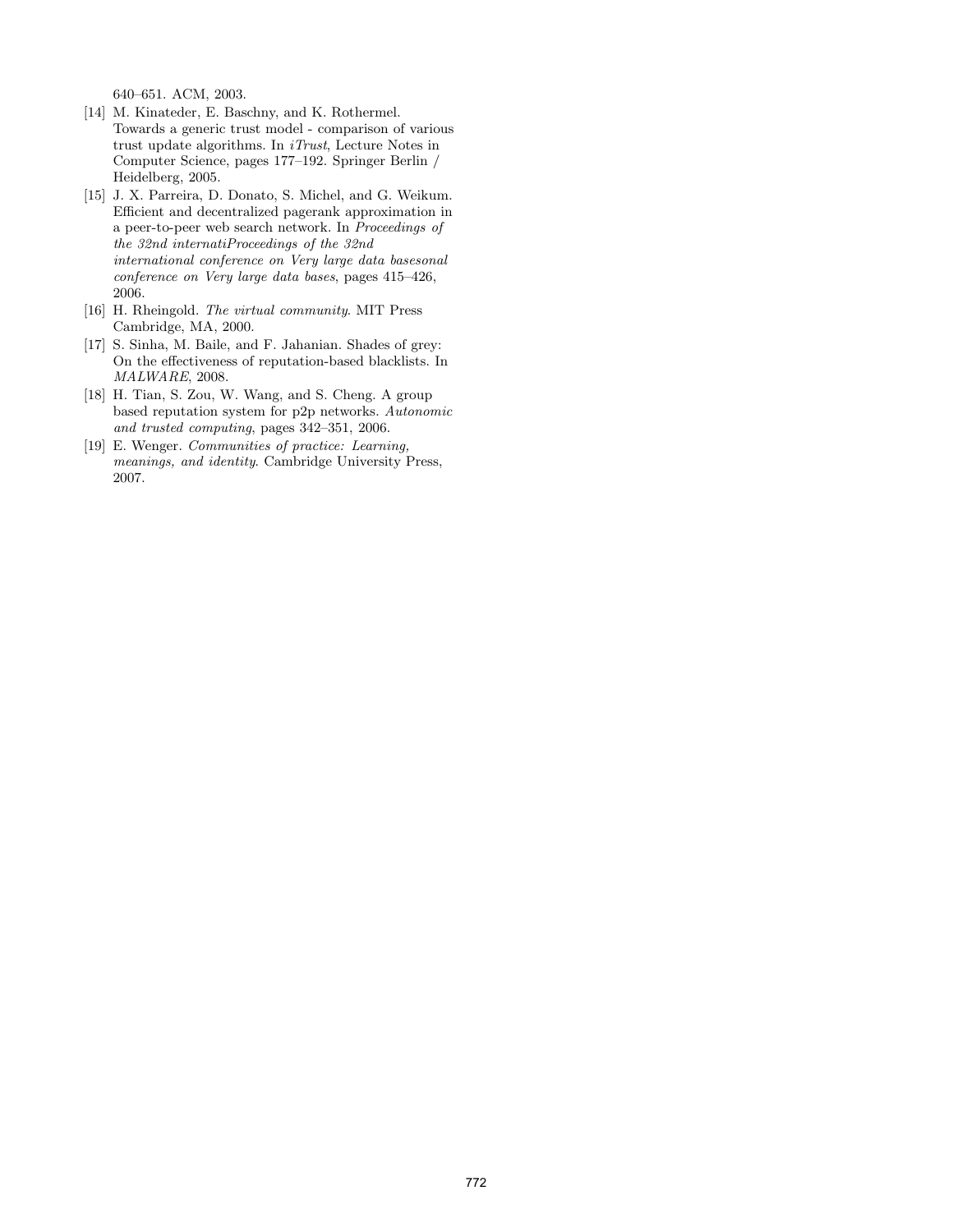640–651. ACM, 2003.

[14] M. Kinateder, E. Baschny, and K. Rothermel. Towards a generic trust model - comparison of various trust update algorithms. In *iTrust*, Lecture Notes in Computer Science, pages 177–192. Springer Berlin / Heidelberg, 2005.

[15] J. X. Parreira, D. Donato, S. Michel, and G. Weikum. Efficient and decentralized pagerank approximation in a peer-to-peer web search network. In *Proceedings of the 32nd internatiProceedings of the 32nd international conference on Very large data basesonal conference on Very large data bases*, pages 415–426, 2006.

[16] H. Rheingold. *The virtual community*. MIT Press Cambridge, MA, 2000.

[17] S. Sinha, M. Baile, and F. Jahanian. Shades of grey: On the effectiveness of reputation-based blacklists. In *MALWARE*, 2008.

[18] H. Tian, S. Zou, W. Wang, and S. Cheng. A group based reputation system for p2p networks. *Autonomic and trusted computing*, pages 342–351, 2006.

[19] E. Wenger. *Communities of practice: Learning, meanings, and identity*. Cambridge University Press, 2007.